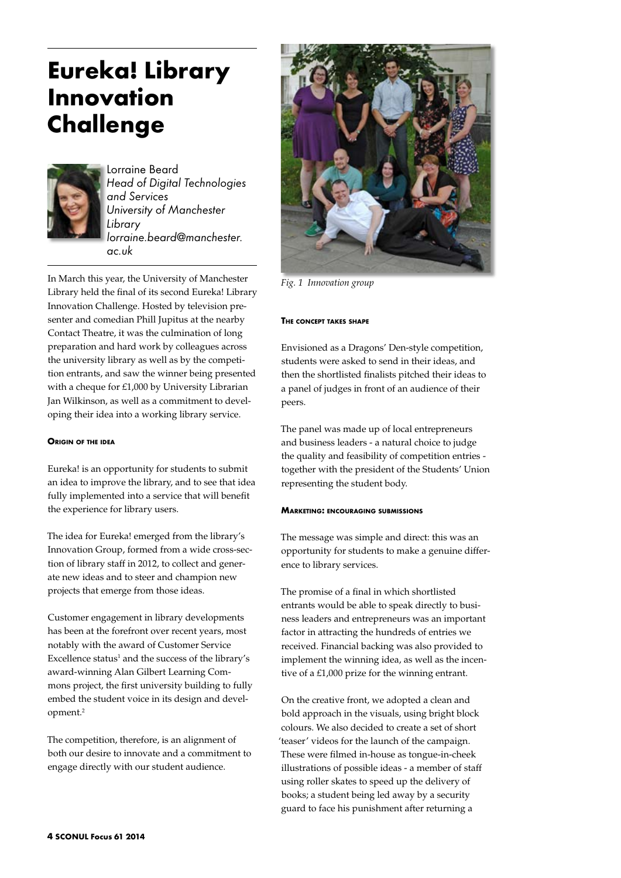# Eureka! Library Innovation Challenge

Lorraine Beard
*Head of Digital Technologies and Services*
*University of Manchester Library*
*lorraine.beard@manchester.ac.uk*

In March this year, the University of Manchester Library held the final of its second Eureka! Library Innovation Challenge. Hosted by television presenter and comedian Phill Jupitus at the nearby Contact Theatre, it was the culmination of long preparation and hard work by colleagues across the university library as well as by the competition entrants, and saw the winner being presented with a cheque for £1,000 by University Librarian Jan Wilkinson, as well as a commitment to developing their idea into a working library service.

### Origin of the idea

Eureka! is an opportunity for students to submit an idea to improve the library, and to see that idea fully implemented into a service that will benefit the experience for library users.

The idea for Eureka! emerged from the library's Innovation Group, formed from a wide cross-section of library staff in 2012, to collect and generate new ideas and to steer and champion new projects that emerge from those ideas.

Customer engagement in library developments has been at the forefront over recent years, most notably with the award of Customer Service Excellence status[1] and the success of the library's award-winning Alan Gilbert Learning Commons project, the first university building to fully embed the student voice in its design and development.[2]

The competition, therefore, is an alignment of both our desire to innovate and a commitment to engage directly with our student audience.

*Fig. 1 Innovation group*

### The concept takes shape

Envisioned as a Dragons' Den-style competition, students were asked to send in their ideas, and then the shortlisted finalists pitched their ideas to a panel of judges in front of an audience of their peers.

The panel was made up of local entrepreneurs and business leaders - a natural choice to judge the quality and feasibility of competition entries - together with the president of the Students' Union representing the student body.

### Marketing: encouraging submissions

The message was simple and direct: this was an opportunity for students to make a genuine difference to library services.

The promise of a final in which shortlisted entrants would be able to speak directly to business leaders and entrepreneurs was an important factor in attracting the hundreds of entries we received. Financial backing was also provided to implement the winning idea, as well as the incentive of a £1,000 prize for the winning entrant.

On the creative front, we adopted a clean and bold approach in the visuals, using bright block colours. We also decided to create a set of short 'teaser' videos for the launch of the campaign. These were filmed in-house as tongue-in-cheek illustrations of possible ideas - a member of staff using roller skates to speed up the delivery of books; a student being led away by a security guard to face his punishment after returning a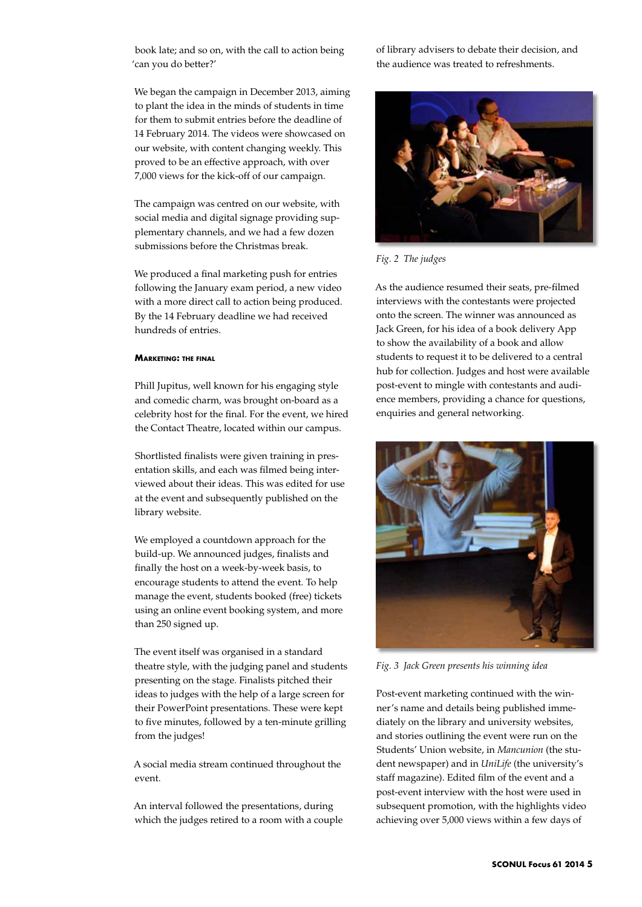book late; and so on, with the call to action being 'can you do better?'

We began the campaign in December 2013, aiming to plant the idea in the minds of students in time for them to submit entries before the deadline of 14 February 2014. The videos were showcased on our website, with content changing weekly. This proved to be an effective approach, with over 7,000 views for the kick-off of our campaign.

The campaign was centred on our website, with social media and digital signage providing supplementary channels, and we had a few dozen submissions before the Christmas break.

We produced a final marketing push for entries following the January exam period, a new video with a more direct call to action being produced. By the 14 February deadline we had received hundreds of entries.

#### Marketing: the final

Phill Jupitus, well known for his engaging style and comedic charm, was brought on-board as a celebrity host for the final. For the event, we hired the Contact Theatre, located within our campus.

Shortlisted finalists were given training in presentation skills, and each was filmed being interviewed about their ideas. This was edited for use at the event and subsequently published on the library website.

We employed a countdown approach for the build-up. We announced judges, finalists and finally the host on a week-by-week basis, to encourage students to attend the event. To help manage the event, students booked (free) tickets using an online event booking system, and more than 250 signed up.

The event itself was organised in a standard theatre style, with the judging panel and students presenting on the stage. Finalists pitched their ideas to judges with the help of a large screen for their PowerPoint presentations. These were kept to five minutes, followed by a ten-minute grilling from the judges!

A social media stream continued throughout the event.

An interval followed the presentations, during which the judges retired to a room with a couple of library advisers to debate their decision, and the audience was treated to refreshments.

*Fig. 2 The judges*

As the audience resumed their seats, pre-filmed interviews with the contestants were projected onto the screen. The winner was announced as Jack Green, for his idea of a book delivery App to show the availability of a book and allow students to request it to be delivered to a central hub for collection. Judges and host were available post-event to mingle with contestants and audience members, providing a chance for questions, enquiries and general networking.

*Fig. 3 Jack Green presents his winning idea*

Post-event marketing continued with the winner's name and details being published immediately on the library and university websites, and stories outlining the event were run on the Students' Union website, in *Mancunion* (the student newspaper) and in *UniLife* (the university's staff magazine). Edited film of the event and a post-event interview with the host were used in subsequent promotion, with the highlights video achieving over 5,000 views within a few days of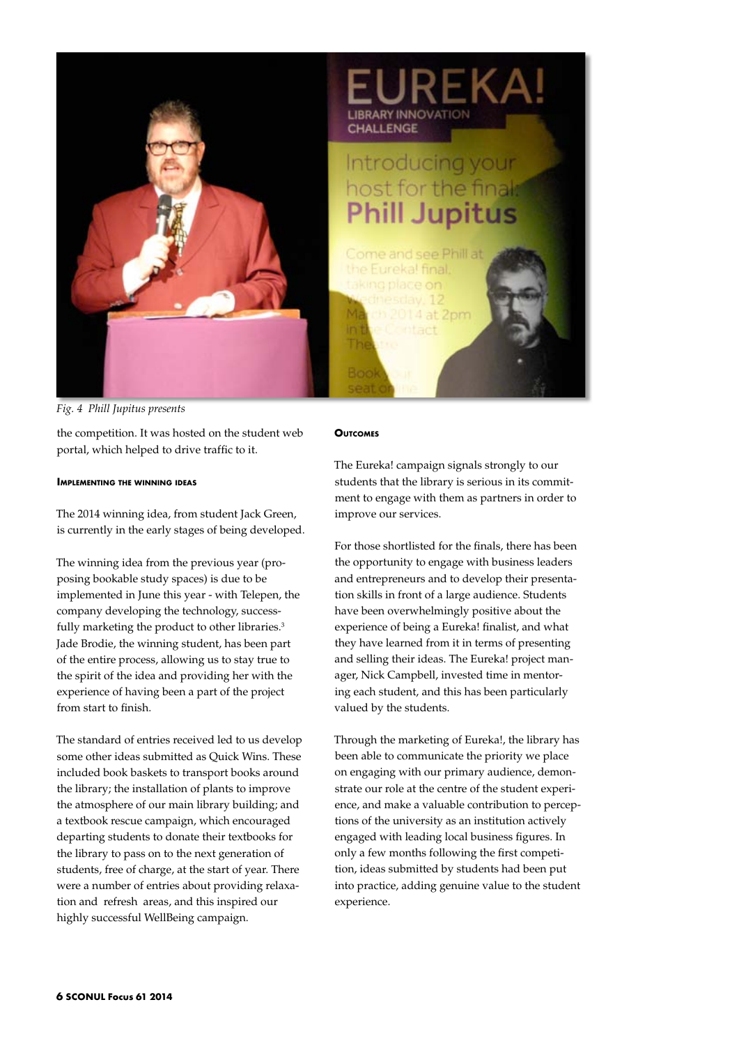*Fig. 4 Phill Jupitus presents*

the competition. It was hosted on the student web portal, which helped to drive traffic to it.

### Implementing the winning ideas

The 2014 winning idea, from student Jack Green, is currently in the early stages of being developed.

The winning idea from the previous year (proposing bookable study spaces) is due to be implemented in June this year - with Telepen, the company developing the technology, successfully marketing the product to other libraries.[3] Jade Brodie, the winning student, has been part of the entire process, allowing us to stay true to the spirit of the idea and providing her with the experience of having been a part of the project from start to finish.

The standard of entries received led to us develop some other ideas submitted as Quick Wins. These included book baskets to transport books around the library; the installation of plants to improve the atmosphere of our main library building; and a textbook rescue campaign, which encouraged departing students to donate their textbooks for the library to pass on to the next generation of students, free of charge, at the start of year. There were a number of entries about providing relaxation and refresh areas, and this inspired our highly successful WellBeing campaign.

### Outcomes

The Eureka! campaign signals strongly to our students that the library is serious in its commitment to engage with them as partners in order to improve our services.

For those shortlisted for the finals, there has been the opportunity to engage with business leaders and entrepreneurs and to develop their presentation skills in front of a large audience. Students have been overwhelmingly positive about the experience of being a Eureka! finalist, and what they have learned from it in terms of presenting and selling their ideas. The Eureka! project manager, Nick Campbell, invested time in mentoring each student, and this has been particularly valued by the students.

Through the marketing of Eureka!, the library has been able to communicate the priority we place on engaging with our primary audience, demonstrate our role at the centre of the student experience, and make a valuable contribution to perceptions of the university as an institution actively engaged with leading local business figures. In only a few months following the first competition, ideas submitted by students had been put into practice, adding genuine value to the student experience.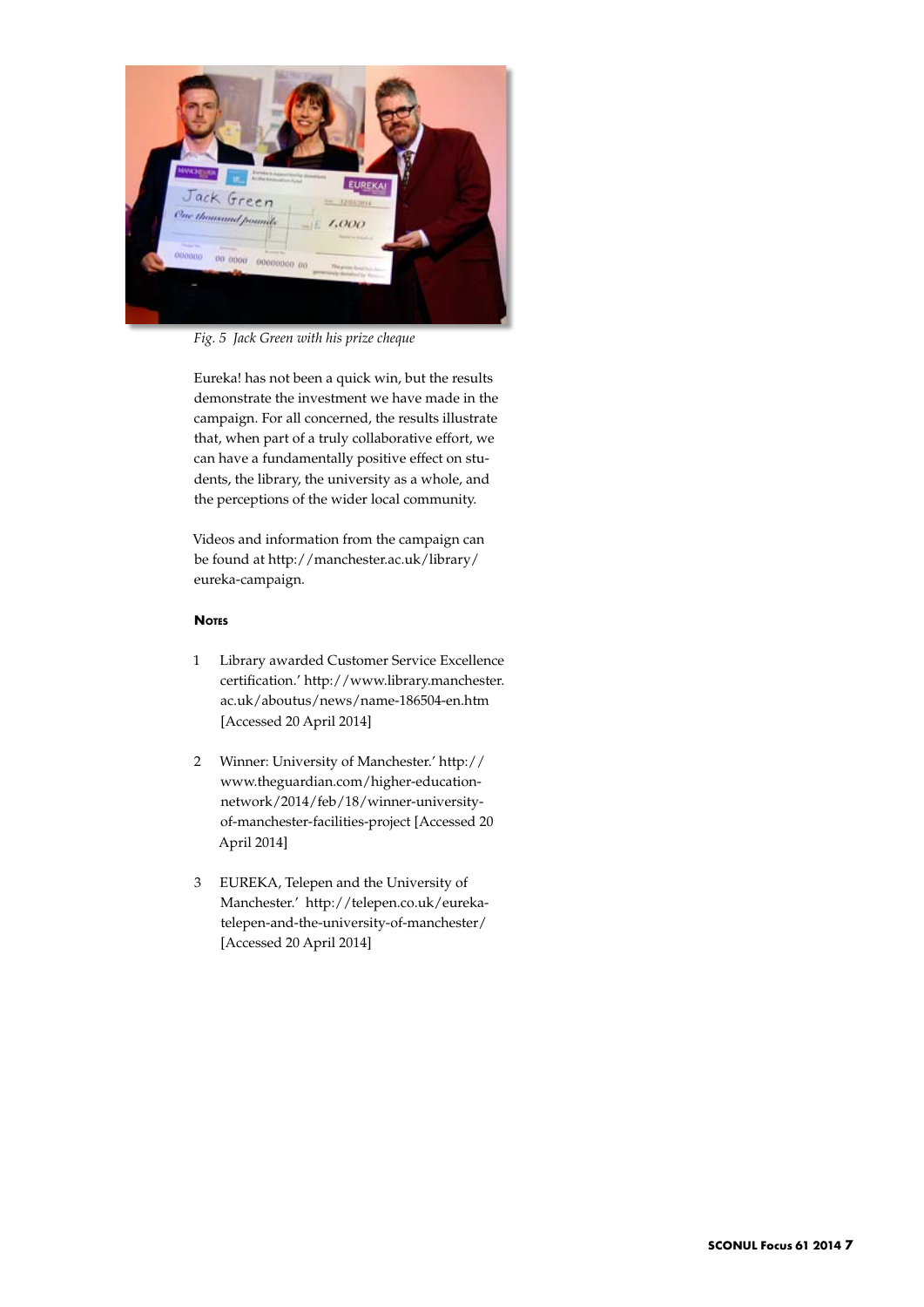*Fig. 5 Jack Green with his prize cheque*

Eureka! has not been a quick win, but the results demonstrate the investment we have made in the campaign. For all concerned, the results illustrate that, when part of a truly collaborative effort, we can have a fundamentally positive effect on students, the library, the university as a whole, and the perceptions of the wider local community.

Videos and information from the campaign can be found at http://manchester.ac.uk/library/eureka-campaign.

## Notes

1. Library awarded Customer Service Excellence certification.' http://www.library.manchester.ac.uk/aboutus/news/name-186504-en.htm [Accessed 20 April 2014]

2. Winner: University of Manchester.' http://www.theguardian.com/higher-education-network/2014/feb/18/winner-university-of-manchester-facilities-project [Accessed 20 April 2014]

3. EUREKA, Telepen and the University of Manchester.' http://telepen.co.uk/eureka-telepen-and-the-university-of-manchester/ [Accessed 20 April 2014]